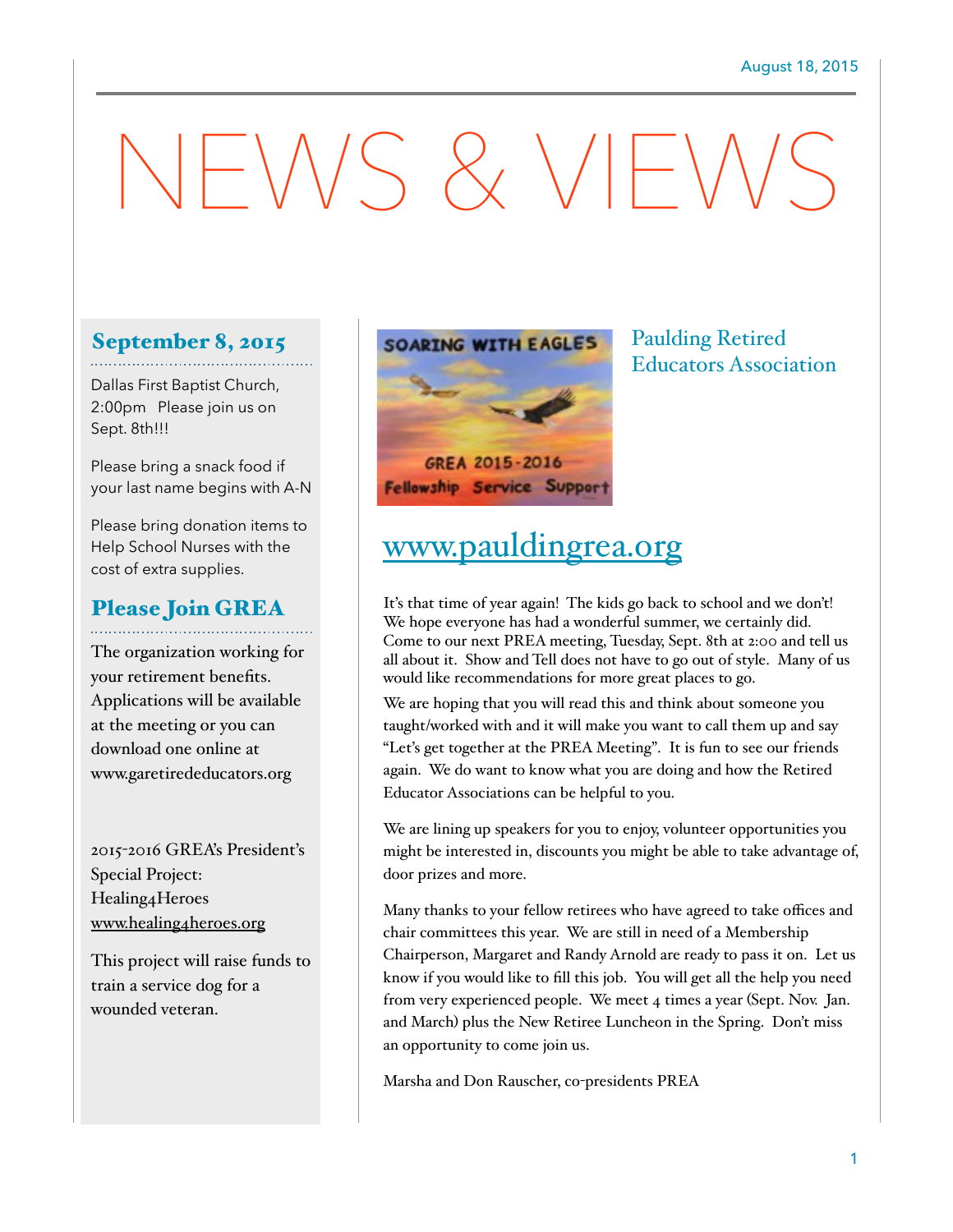August 18, 2015

# NEWS & VIEWS

## September 8, 2015

Dallas First Baptist Church, 2:00pm Please join us on Sept. 8th!!!

Please bring a snack food if your last name begins with A-N

Please bring donation items to Help School Nurses with the cost of extra supplies.

## Please Join GREA

The organization working for your retirement benefits. Applications will be available at the meeting or you can download one online at www.garetirededucators.org

2015-2016 GREA's President's Special Project: Healing4Heroes www.healing4heroes.org

This project will raise funds to train a service dog for a wounded veteran.

SOARING WITH EAGLES

GREA 2015-2016

Fellowship Service Support

## Paulding Retired Educators Association

## www.pauldingrea.org

It's that time of year again! The kids go back to school and we don't! We hope everyone has had a wonderful summer, we certainly did. Come to our next PREA meeting, Tuesday, Sept. 8th at 2:00 and tell us all about it. Show and Tell does not have to go out of style. Many of us would like recommendations for more great places to go.

We are hoping that you will read this and think about someone you taught/worked with and it will make you want to call them up and say "Let's get together at the PREA Meeting". It is fun to see our friends again. We do want to know what you are doing and how the Retired Educator Associations can be helpful to you.

We are lining up speakers for you to enjoy, volunteer opportunities you might be interested in, discounts you might be able to take advantage of, door prizes and more.

Many thanks to your fellow retirees who have agreed to take offices and chair committees this year. We are still in need of a Membership Chairperson, Margaret and Randy Arnold are ready to pass it on. Let us know if you would like to fill this job. You will get all the help you need from very experienced people. We meet 4 times a year (Sept. Nov. Jan. and March) plus the New Retiree Luncheon in the Spring. Don't miss an opportunity to come join us.

Marsha and Don Rauscher, co-presidents PREA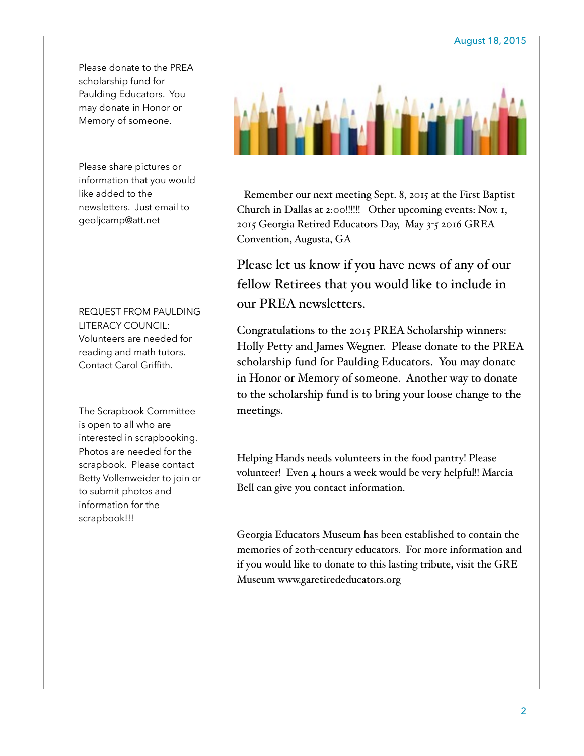Please donate to the PREA scholarship fund for Paulding Educators. You may donate in Honor or Memory of someone.

Please share pictures or information that you would like added to the newsletters. Just email to geoljcamp@att.net

REQUEST FROM PAULDING LITERACY COUNCIL: Volunteers are needed for reading and math tutors. Contact Carol Griffith.

The Scrapbook Committee is open to all who are interested in scrapbooking. Photos are needed for the scrapbook. Please contact Betty Vollenweider to join or to submit photos and information for the scrapbook!!!

Remember our next meeting Sept. 8, 2015 at the First Baptist Church in Dallas at 2:00!!!!!! Other upcoming events: Nov. 1, 2015 Georgia Retired Educators Day, May 3-5 2016 GREA Convention, Augusta, GA

Please let us know if you have news of any of our fellow Retirees that you would like to include in our PREA newsletters.

Congratulations to the 2015 PREA Scholarship winners: Holly Petty and James Wegner. Please donate to the PREA scholarship fund for Paulding Educators. You may donate in Honor or Memory of someone. Another way to donate to the scholarship fund is to bring your loose change to the meetings.

Helping Hands needs volunteers in the food pantry! Please volunteer! Even 4 hours a week would be very helpful!! Marcia Bell can give you contact information.

Georgia Educators Museum has been established to contain the memories of 20th-century educators. For more information and if you would like to donate to this lasting tribute, visit the GRE Museum www.garetirededucators.org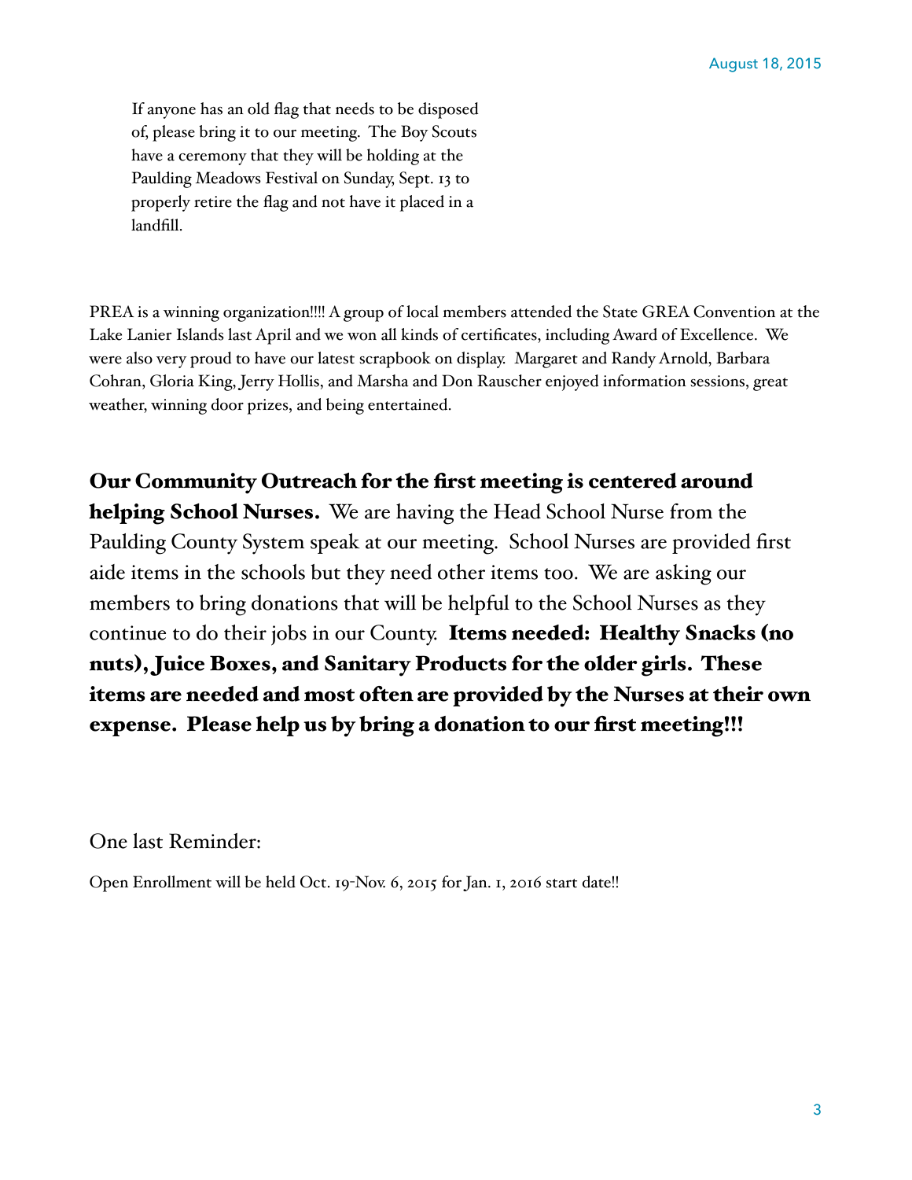If anyone has an old flag that needs to be disposed of, please bring it to our meeting. The Boy Scouts have a ceremony that they will be holding at the Paulding Meadows Festival on Sunday, Sept. 13 to properly retire the flag and not have it placed in a landfill.

PREA is a winning organization!!!! A group of local members attended the State GREA Convention at the Lake Lanier Islands last April and we won all kinds of certificates, including Award of Excellence. We were also very proud to have our latest scrapbook on display. Margaret and Randy Arnold, Barbara Cohran, Gloria King, Jerry Hollis, and Marsha and Don Rauscher enjoyed information sessions, great weather, winning door prizes, and being entertained.

**Our Community Outreach for the first meeting is centered around helping School Nurses.** We are having the Head School Nurse from the Paulding County System speak at our meeting. School Nurses are provided first aide items in the schools but they need other items too. We are asking our members to bring donations that will be helpful to the School Nurses as they continue to do their jobs in our County. **Items needed: Healthy Snacks (no nuts), Juice Boxes, and Sanitary Products for the older girls. These items are needed and most often are provided by the Nurses at their own expense. Please help us by bring a donation to our first meeting!!!**

One last Reminder:

Open Enrollment will be held Oct. 19-Nov. 6, 2015 for Jan. 1, 2016 start date!!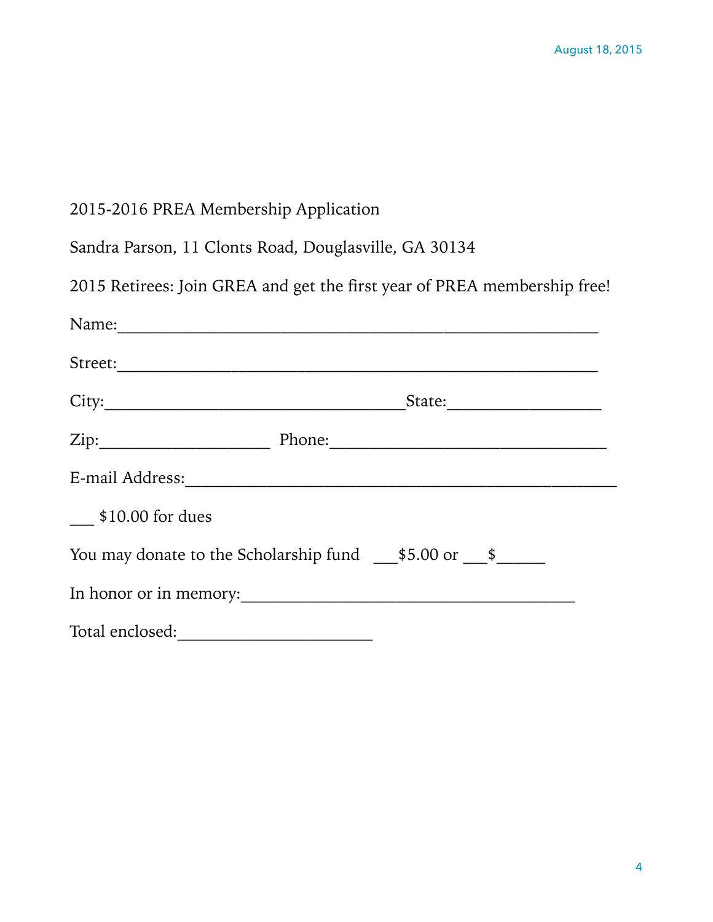2015-2016 PREA Membership Application

Sandra Parson, 11 Clonts Road, Douglasville, GA 30134

2015 Retirees: Join GREA and get the first year of PREA membership free!

Name:_______________________________________________

Street:_______________________________________________

City:______________________________State:_______________

Zip:__________________ Phone:____________________________

E-mail Address:_______________________________________________

___ $10.00 for dues

You may donate to the Scholarship fund ___$5.00 or ___$_____

In honor or in memory:_____________________________________

Total enclosed:_____________________